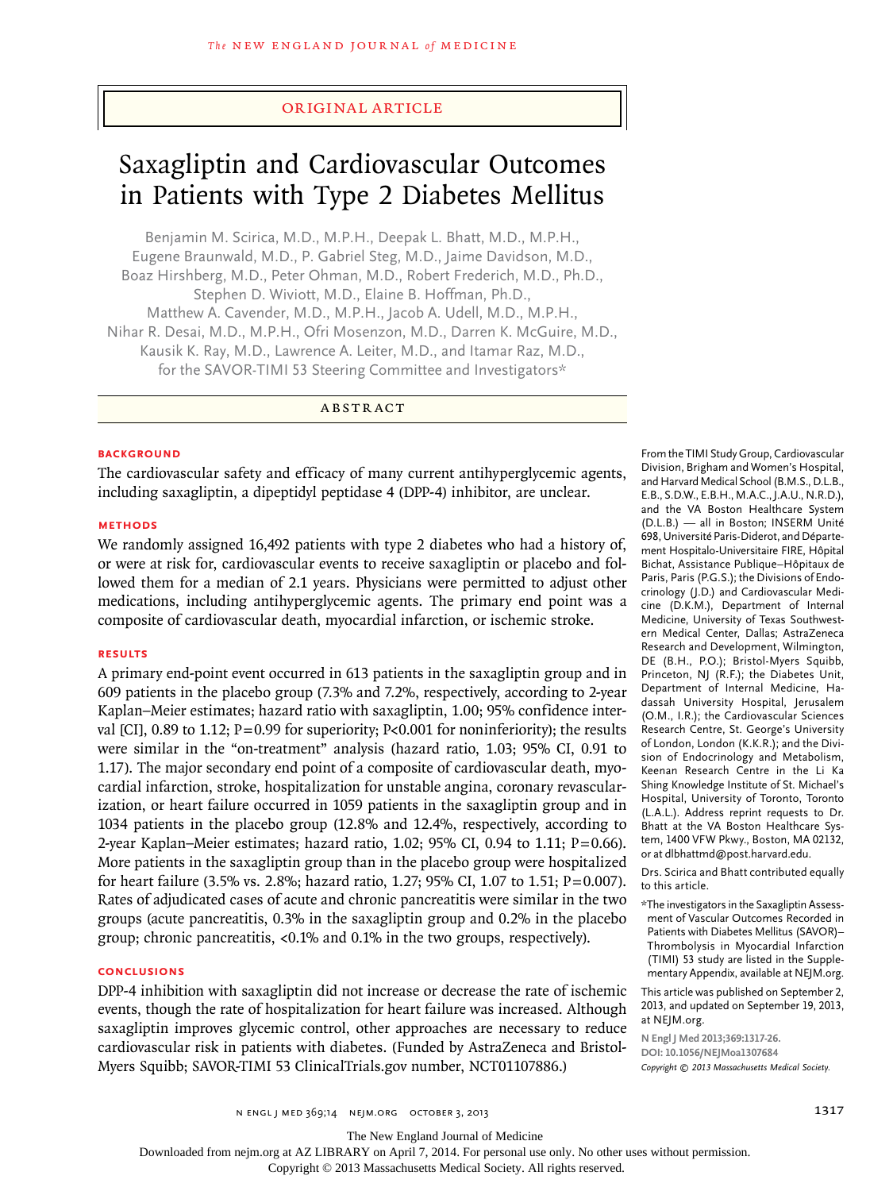ORIGINAL ARTICLE

# Saxagliptin and Cardiovascular Outcomes in Patients with Type 2 Diabetes Mellitus

Benjamin M. Scirica, M.D., M.P.H., Deepak L. Bhatt, M.D., M.P.H., Eugene Braunwald, M.D., P. Gabriel Steg, M.D., Jaime Davidson, M.D., Boaz Hirshberg, M.D., Peter Ohman, M.D., Robert Frederich, M.D., Ph.D., Stephen D. Wiviott, M.D., Elaine B. Hoffman, Ph.D., Matthew A. Cavender, M.D., M.P.H., Jacob A. Udell, M.D., M.P.H., Nihar R. Desai, M.D., M.P.H., Ofri Mosenzon, M.D., Darren K. McGuire, M.D., Kausik K. Ray, M.D., Lawrence A. Leiter, M.D., and Itamar Raz, M.D., for the SAVOR-TIMI 53 Steering Committee and Investigators*

## ABSTRACT

### BACKGROUND

The cardiovascular safety and efficacy of many current antihyperglycemic agents, including saxagliptin, a dipeptidyl peptidase 4 (DPP-4) inhibitor, are unclear.

### METHODS

We randomly assigned 16,492 patients with type 2 diabetes who had a history of, or were at risk for, cardiovascular events to receive saxagliptin or placebo and followed them for a median of 2.1 years. Physicians were permitted to adjust other medications, including antihyperglycemic agents. The primary end point was a composite of cardiovascular death, myocardial infarction, or ischemic stroke.

### RESULTS

A primary end-point event occurred in 613 patients in the saxagliptin group and in 609 patients in the placebo group (7.3% and 7.2%, respectively, according to 2-year Kaplan–Meier estimates; hazard ratio with saxagliptin, 1.00; 95% confidence interval [CI], 0.89 to 1.12; P=0.99 for superiority; P<0.001 for noninferiority); the results were similar in the "on-treatment" analysis (hazard ratio, 1.03; 95% CI, 0.91 to 1.17). The major secondary end point of a composite of cardiovascular death, myocardial infarction, stroke, hospitalization for unstable angina, coronary revascularization, or heart failure occurred in 1059 patients in the saxagliptin group and in 1034 patients in the placebo group (12.8% and 12.4%, respectively, according to 2-year Kaplan–Meier estimates; hazard ratio, 1.02; 95% CI, 0.94 to 1.11; P=0.66). More patients in the saxagliptin group than in the placebo group were hospitalized for heart failure (3.5% vs. 2.8%; hazard ratio, 1.27; 95% CI, 1.07 to 1.51; P=0.007). Rates of adjudicated cases of acute and chronic pancreatitis were similar in the two groups (acute pancreatitis, 0.3% in the saxagliptin group and 0.2% in the placebo group; chronic pancreatitis, <0.1% and 0.1% in the two groups, respectively).

### CONCLUSIONS

DPP-4 inhibition with saxagliptin did not increase or decrease the rate of ischemic events, though the rate of hospitalization for heart failure was increased. Although saxagliptin improves glycemic control, other approaches are necessary to reduce cardiovascular risk in patients with diabetes. (Funded by AstraZeneca and Bristol-Myers Squibb; SAVOR-TIMI 53 ClinicalTrials.gov number, NCT01107886.)

From the TIMI Study Group, Cardiovascular Division, Brigham and Women's Hospital, and Harvard Medical School (B.M.S., D.L.B., E.B., S.D.W., E.B.H., M.A.C., J.A.U., N.R.D.), and the VA Boston Healthcare System (D.L.B.) — all in Boston; INSERM Unité 698, Université Paris-Diderot, and Département Hospitalo-Universitaire FIRE, Hôpital Bichat, Assistance Publique–Hôpitaux de Paris, Paris (P.G.S.); the Divisions of Endocrinology (J.D.) and Cardiovascular Medicine (D.K.M.), Department of Internal Medicine, University of Texas Southwestern Medical Center, Dallas; AstraZeneca Research and Development, Wilmington, DE (B.H., P.O.); Bristol-Myers Squibb, Princeton, NJ (R.F.); the Diabetes Unit, Department of Internal Medicine, Hadassah University Hospital, Jerusalem (O.M., I.R.); the Cardiovascular Sciences Research Centre, St. George's University of London, London (K.K.R.); and the Division of Endocrinology and Metabolism, Keenan Research Centre in the Li Ka Shing Knowledge Institute of St. Michael's Hospital, University of Toronto, Toronto (L.A.L.). Address reprint requests to Dr. Bhatt at the VA Boston Healthcare System, 1400 VFW Pkwy., Boston, MA 02132, or at dlbhattmd@post.harvard.edu.

Drs. Scirica and Bhatt contributed equally to this article.

*The investigators in the Saxagliptin Assessment of Vascular Outcomes Recorded in Patients with Diabetes Mellitus (SAVOR)–Thrombolysis in Myocardial Infarction (TIMI) 53 study are listed in the Supplementary Appendix, available at NEJM.org.

This article was published on September 2, 2013, and updated on September 19, 2013, at NEJM.org.

N Engl J Med 2013;369:1317-26.
DOI: 10.1056/NEJMoa1307684
Copyright © 2013 Massachusetts Medical Society.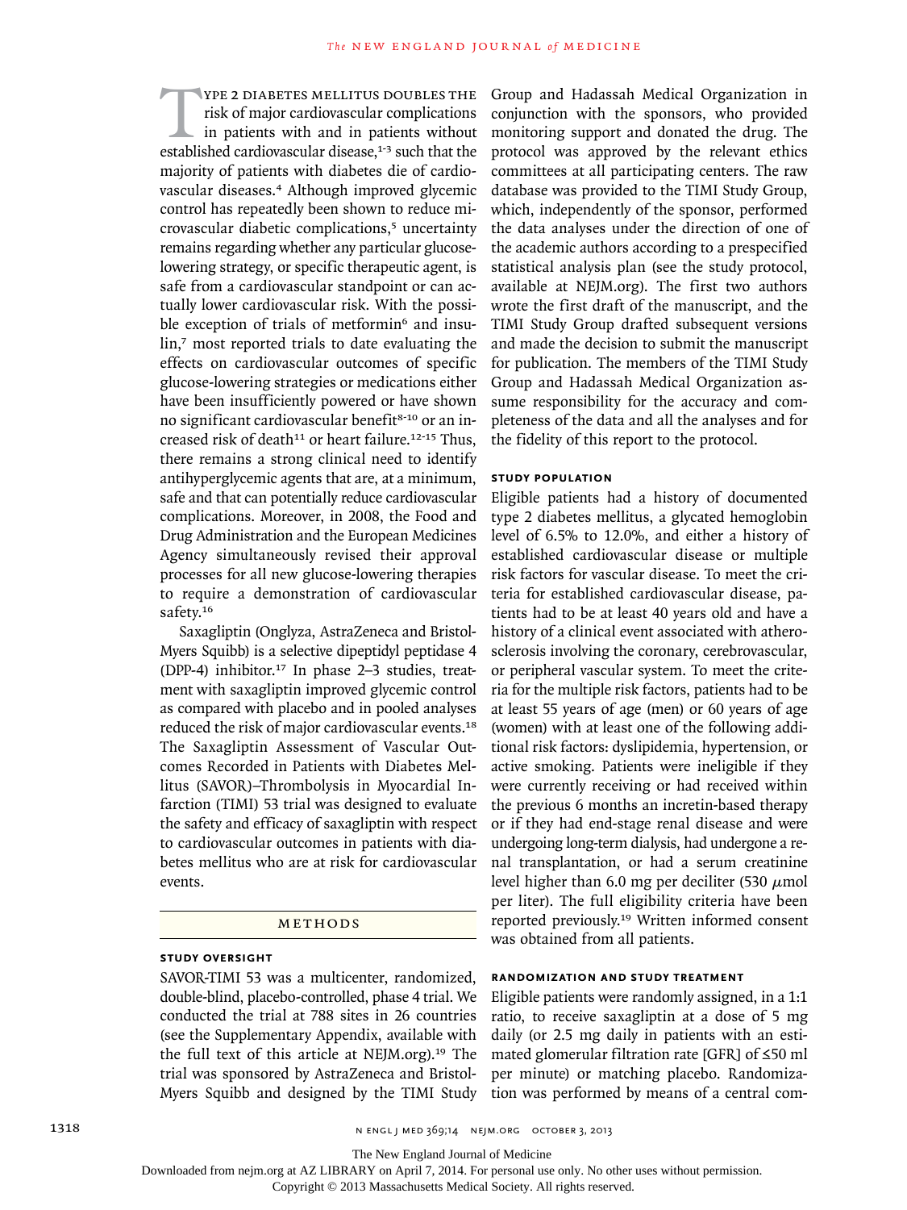Type 2 diabetes mellitus doubles the risk of major cardiovascular complications in patients with and in patients without established cardiovascular disease,[1-3] such that the majority of patients with diabetes die of cardiovascular diseases.[4] Although improved glycemic control has repeatedly been shown to reduce microvascular diabetic complications,[5] uncertainty remains regarding whether any particular glucose-lowering strategy, or specific therapeutic agent, is safe from a cardiovascular standpoint or can actually lower cardiovascular risk. With the possible exception of trials of metformin[6] and insulin,[7] most reported trials to date evaluating the effects on cardiovascular outcomes of specific glucose-lowering strategies or medications either have been insufficiently powered or have shown no significant cardiovascular benefit[8-10] or an increased risk of death[11] or heart failure.[12-15] Thus, there remains a strong clinical need to identify antihyperglycemic agents that are, at a minimum, safe and that can potentially reduce cardiovascular complications. Moreover, in 2008, the Food and Drug Administration and the European Medicines Agency simultaneously revised their approval processes for all new glucose-lowering therapies to require a demonstration of cardiovascular safety.[16]

Saxagliptin (Onglyza, AstraZeneca and Bristol-Myers Squibb) is a selective dipeptidyl peptidase 4 (DPP-4) inhibitor.[17] In phase 2–3 studies, treatment with saxagliptin improved glycemic control as compared with placebo and in pooled analyses reduced the risk of major cardiovascular events.[18] The Saxagliptin Assessment of Vascular Outcomes Recorded in Patients with Diabetes Mellitus (SAVOR)–Thrombolysis in Myocardial Infarction (TIMI) 53 trial was designed to evaluate the safety and efficacy of saxagliptin with respect to cardiovascular outcomes in patients with diabetes mellitus who are at risk for cardiovascular events.

## Methods

### Study Oversight

SAVOR-TIMI 53 was a multicenter, randomized, double-blind, placebo-controlled, phase 4 trial. We conducted the trial at 788 sites in 26 countries (see the Supplementary Appendix, available with the full text of this article at NEJM.org).[19] The trial was sponsored by AstraZeneca and Bristol-Myers Squibb and designed by the TIMI Study Group and Hadassah Medical Organization in conjunction with the sponsors, who provided monitoring support and donated the drug. The protocol was approved by the relevant ethics committees at all participating centers. The raw database was provided to the TIMI Study Group, which, independently of the sponsor, performed the data analyses under the direction of one of the academic authors according to a prespecified statistical analysis plan (see the study protocol, available at NEJM.org). The first two authors wrote the first draft of the manuscript, and the TIMI Study Group drafted subsequent versions and made the decision to submit the manuscript for publication. The members of the TIMI Study Group and Hadassah Medical Organization assume responsibility for the accuracy and completeness of the data and all the analyses and for the fidelity of this report to the protocol.

### Study Population

Eligible patients had a history of documented type 2 diabetes mellitus, a glycated hemoglobin level of 6.5% to 12.0%, and either a history of established cardiovascular disease or multiple risk factors for vascular disease. To meet the criteria for established cardiovascular disease, patients had to be at least 40 years old and have a history of a clinical event associated with atherosclerosis involving the coronary, cerebrovascular, or peripheral vascular system. To meet the criteria for the multiple risk factors, patients had to be at least 55 years of age (men) or 60 years of age (women) with at least one of the following additional risk factors: dyslipidemia, hypertension, or active smoking. Patients were ineligible if they were currently receiving or had received within the previous 6 months an incretin-based therapy or if they had end-stage renal disease and were undergoing long-term dialysis, had undergone a renal transplantation, or had a serum creatinine level higher than 6.0 mg per deciliter (530 μmol per liter). The full eligibility criteria have been reported previously.[19] Written informed consent was obtained from all patients.

### Randomization and Study Treatment

Eligible patients were randomly assigned, in a 1:1 ratio, to receive saxagliptin at a dose of 5 mg daily (or 2.5 mg daily in patients with an estimated glomerular filtration rate [GFR] of ≤50 ml per minute) or matching placebo. Randomization was performed by means of a central com-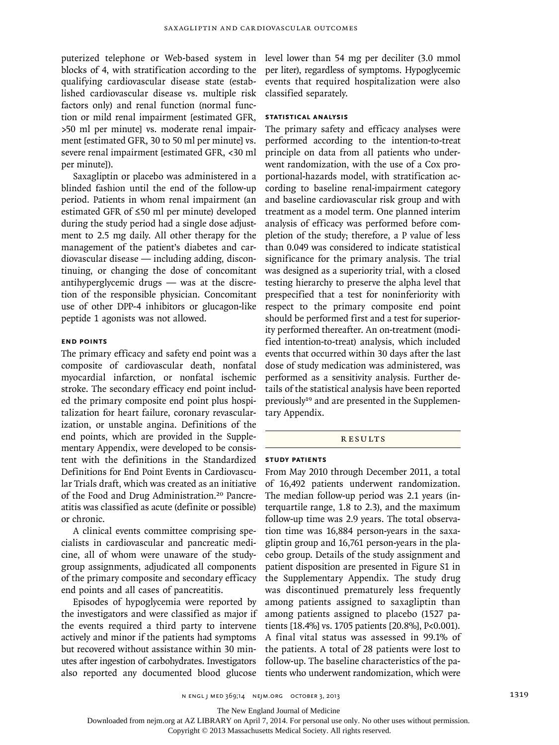puterized telephone or Web-based system in blocks of 4, with stratification according to the qualifying cardiovascular disease state (established cardiovascular disease vs. multiple risk factors only) and renal function (normal function or mild renal impairment [estimated GFR, >50 ml per minute] vs. moderate renal impairment [estimated GFR, 30 to 50 ml per minute] vs. severe renal impairment [estimated GFR, <30 ml per minute]).

Saxagliptin or placebo was administered in a blinded fashion until the end of the follow-up period. Patients in whom renal impairment (an estimated GFR of ≤50 ml per minute) developed during the study period had a single dose adjustment to 2.5 mg daily. All other therapy for the management of the patient's diabetes and cardiovascular disease — including adding, discontinuing, or changing the dose of concomitant antihyperglycemic drugs — was at the discretion of the responsible physician. Concomitant use of other DPP-4 inhibitors or glucagon-like peptide 1 agonists was not allowed.

### End Points

The primary efficacy and safety end point was a composite of cardiovascular death, nonfatal myocardial infarction, or nonfatal ischemic stroke. The secondary efficacy end point included the primary composite end point plus hospitalization for heart failure, coronary revascularization, or unstable angina. Definitions of the end points, which are provided in the Supplementary Appendix, were developed to be consistent with the definitions in the Standardized Definitions for End Point Events in Cardiovascular Trials draft, which was created as an initiative of the Food and Drug Administration.[20] Pancreatitis was classified as acute (definite or possible) or chronic.

A clinical events committee comprising specialists in cardiovascular and pancreatic medicine, all of whom were unaware of the study-group assignments, adjudicated all components of the primary composite and secondary efficacy end points and all cases of pancreatitis.

Episodes of hypoglycemia were reported by the investigators and were classified as major if the events required a third party to intervene actively and minor if the patients had symptoms but recovered without assistance within 30 minutes after ingestion of carbohydrates. Investigators also reported any documented blood glucose level lower than 54 mg per deciliter (3.0 mmol per liter), regardless of symptoms. Hypoglycemic events that required hospitalization were also classified separately.

### Statistical Analysis

The primary safety and efficacy analyses were performed according to the intention-to-treat principle on data from all patients who underwent randomization, with the use of a Cox proportional-hazards model, with stratification according to baseline renal-impairment category and baseline cardiovascular risk group and with treatment as a model term. One planned interim analysis of efficacy was performed before completion of the study; therefore, a P value of less than 0.049 was considered to indicate statistical significance for the primary analysis. The trial was designed as a superiority trial, with a closed testing hierarchy to preserve the alpha level that prespecified that a test for noninferiority with respect to the primary composite end point should be performed first and a test for superiority performed thereafter. An on-treatment (modified intention-to-treat) analysis, which included events that occurred within 30 days after the last dose of study medication was administered, was performed as a sensitivity analysis. Further details of the statistical analysis have been reported previously[19] and are presented in the Supplementary Appendix.

## Results

### Study Patients

From May 2010 through December 2011, a total of 16,492 patients underwent randomization. The median follow-up period was 2.1 years (interquartile range, 1.8 to 2.3), and the maximum follow-up time was 2.9 years. The total observation time was 16,884 person-years in the saxagliptin group and 16,761 person-years in the placebo group. Details of the study assignment and patient disposition are presented in Figure S1 in the Supplementary Appendix. The study drug was discontinued prematurely less frequently among patients assigned to saxagliptin than among patients assigned to placebo (1527 patients [18.4%] vs. 1705 patients [20.8%], P<0.001). A final vital status was assessed in 99.1% of the patients. A total of 28 patients were lost to follow-up. The baseline characteristics of the patients who underwent randomization, which were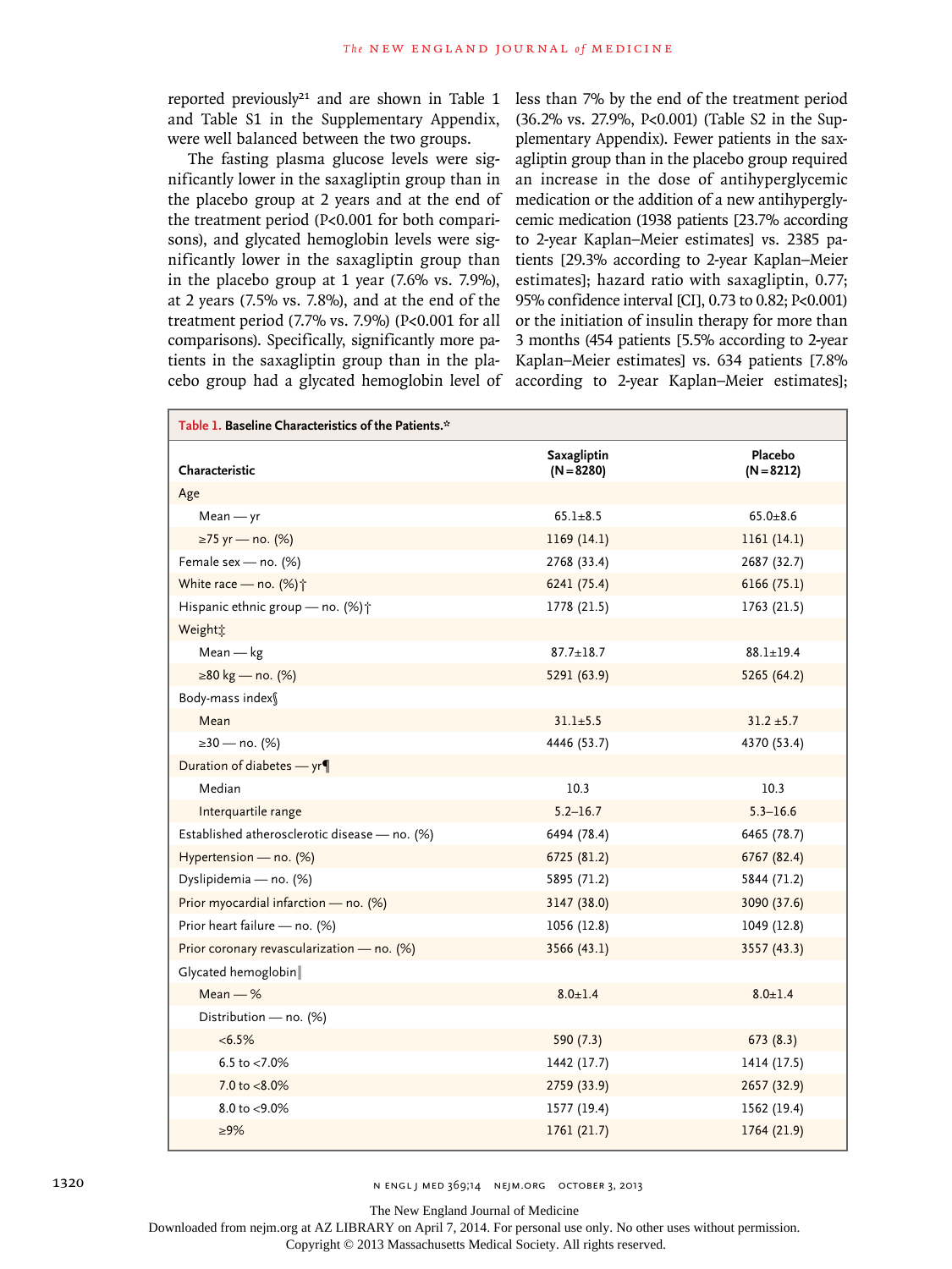reported previously[21] and are shown in Table 1 and Table S1 in the Supplementary Appendix, were well balanced between the two groups.

The fasting plasma glucose levels were significantly lower in the saxagliptin group than in the placebo group at 2 years and at the end of the treatment period (P<0.001 for both comparisons), and glycated hemoglobin levels were significantly lower in the saxagliptin group than in the placebo group at 1 year (7.6% vs. 7.9%), at 2 years (7.5% vs. 7.8%), and at the end of the treatment period (7.7% vs. 7.9%) (P<0.001 for all comparisons). Specifically, significantly more patients in the saxagliptin group than in the placebo group had a glycated hemoglobin level of less than 7% by the end of the treatment period (36.2% vs. 27.9%, P<0.001) (Table S2 in the Supplementary Appendix). Fewer patients in the saxagliptin group than in the placebo group required an increase in the dose of antihyperglycemic medication or the addition of a new antihyperglycemic medication (1938 patients [23.7% according to 2-year Kaplan–Meier estimates] vs. 2385 patients [29.3% according to 2-year Kaplan–Meier estimates]; hazard ratio with saxagliptin, 0.77; 95% confidence interval [CI], 0.73 to 0.82; P<0.001) or the initiation of insulin therapy for more than 3 months (454 patients [5.5% according to 2-year Kaplan–Meier estimates] vs. 634 patients [7.8% according to 2-year Kaplan–Meier estimates];

**Table 1. Baseline Characteristics of the Patients.***

| Characteristic | Saxagliptin (N=8280) | Placebo (N=8212) |
|---|---|---|
| Age | | |
| Mean — yr | 65.1±8.5 | 65.0±8.6 |
| ≥75 yr — no. (%) | 1169 (14.1) | 1161 (14.1) |
| Female sex — no. (%) | 2768 (33.4) | 2687 (32.7) |
| White race — no. (%)† | 6241 (75.4) | 6166 (75.1) |
| Hispanic ethnic group — no. (%)† | 1778 (21.5) | 1763 (21.5) |
| Weight‡ | | |
| Mean — kg | 87.7±18.7 | 88.1±19.4 |
| ≥80 kg — no. (%) | 5291 (63.9) | 5265 (64.2) |
| Body-mass index§ | | |
| Mean | 31.1±5.5 | 31.2 ±5.7 |
| ≥30 — no. (%) | 4446 (53.7) | 4370 (53.4) |
| Duration of diabetes — yr¶ | | |
| Median | 10.3 | 10.3 |
| Interquartile range | 5.2–16.7 | 5.3–16.6 |
| Established atherosclerotic disease — no. (%) | 6494 (78.4) | 6465 (78.7) |
| Hypertension — no. (%) | 6725 (81.2) | 6767 (82.4) |
| Dyslipidemia — no. (%) | 5895 (71.2) | 5844 (71.2) |
| Prior myocardial infarction — no. (%) | 3147 (38.0) | 3090 (37.6) |
| Prior heart failure — no. (%) | 1056 (12.8) | 1049 (12.8) |
| Prior coronary revascularization — no. (%) | 3566 (43.1) | 3557 (43.3) |
| Glycated hemoglobin‖ | | |
| Mean — % | 8.0±1.4 | 8.0±1.4 |
| Distribution — no. (%) | | |
| <6.5% | 590 (7.3) | 673 (8.3) |
| 6.5 to <7.0% | 1442 (17.7) | 1414 (17.5) |
| 7.0 to <8.0% | 2759 (33.9) | 2657 (32.9) |
| 8.0 to <9.0% | 1577 (19.4) | 1562 (19.4) |
| ≥9% | 1761 (21.7) | 1764 (21.9) |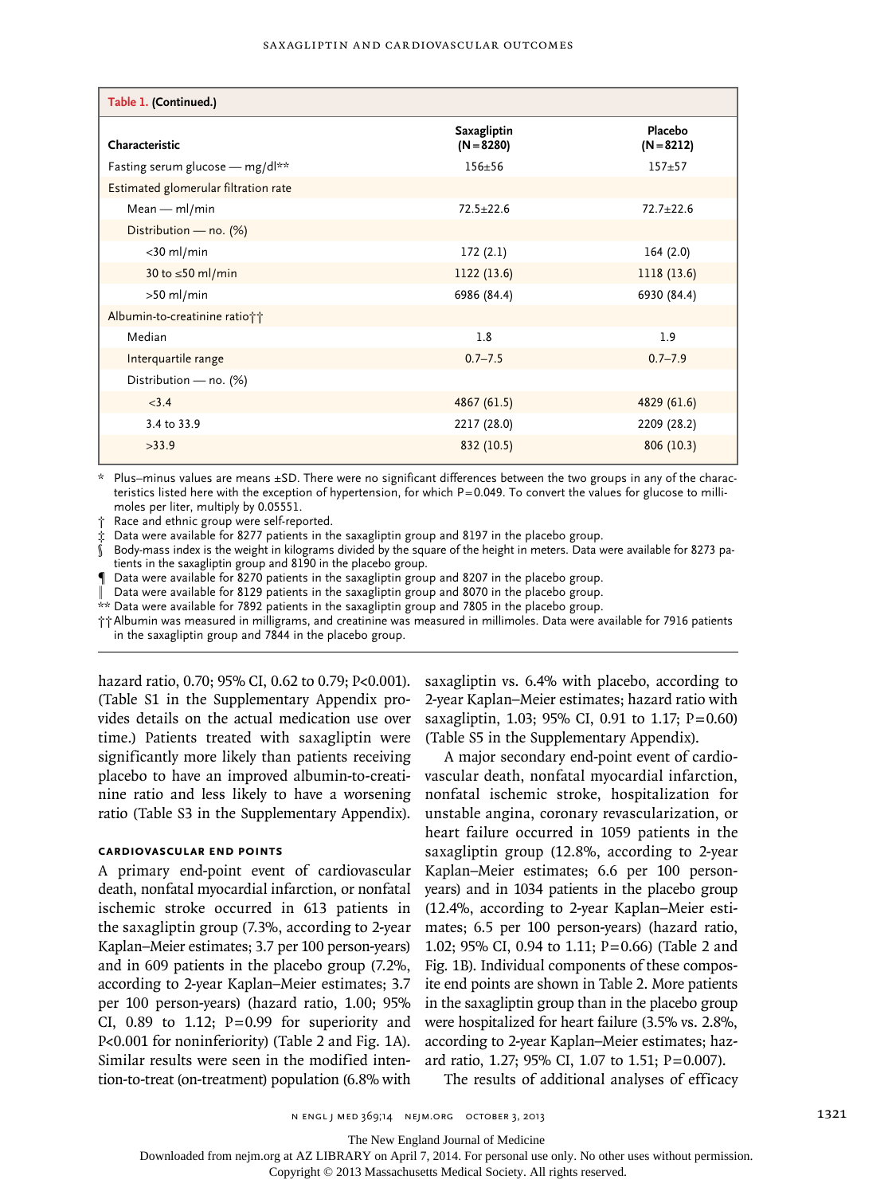**Table 1. (Continued.)**

| Characteristic | Saxagliptin (N=8280) | Placebo (N=8212) |
|---|---|---|
| Fasting serum glucose — mg/dl** | 156±56 | 157±57 |
| Estimated glomerular filtration rate | | |
| Mean — ml/min | 72.5±22.6 | 72.7±22.6 |
| Distribution — no. (%) | | |
| <30 ml/min | 172 (2.1) | 164 (2.0) |
| 30 to ≤50 ml/min | 1122 (13.6) | 1118 (13.6) |
| >50 ml/min | 6986 (84.4) | 6930 (84.4) |
| Albumin-to-creatinine ratio†† | | |
| Median | 1.8 | 1.9 |
| Interquartile range | 0.7–7.5 | 0.7–7.9 |
| Distribution — no. (%) | | |
| <3.4 | 4867 (61.5) | 4829 (61.6) |
| 3.4 to 33.9 | 2217 (28.0) | 2209 (28.2) |
| >33.9 | 832 (10.5) | 806 (10.3) |

\* Plus–minus values are means ±SD. There were no significant differences between the two groups in any of the characteristics listed here with the exception of hypertension, for which P=0.049. To convert the values for glucose to millimoles per liter, multiply by 0.05551.

† Race and ethnic group were self-reported.

‡ Data were available for 8277 patients in the saxagliptin group and 8197 in the placebo group.

§ Body-mass index is the weight in kilograms divided by the square of the height in meters. Data were available for 8273 patients in the saxagliptin group and 8190 in the placebo group.

¶ Data were available for 8270 patients in the saxagliptin group and 8207 in the placebo group.

‖ Data were available for 8129 patients in the saxagliptin group and 8070 in the placebo group.

** Data were available for 7892 patients in the saxagliptin group and 7805 in the placebo group.

†† Albumin was measured in milligrams, and creatinine was measured in millimoles. Data were available for 7916 patients in the saxagliptin group and 7844 in the placebo group.

hazard ratio, 0.70; 95% CI, 0.62 to 0.79; P<0.001). (Table S1 in the Supplementary Appendix provides details on the actual medication use over time.) Patients treated with saxagliptin were significantly more likely than patients receiving placebo to have an improved albumin-to-creatinine ratio and less likely to have a worsening ratio (Table S3 in the Supplementary Appendix).

### CARDIOVASCULAR END POINTS

A primary end-point event of cardiovascular death, nonfatal myocardial infarction, or nonfatal ischemic stroke occurred in 613 patients in the saxagliptin group (7.3%, according to 2-year Kaplan–Meier estimates; 3.7 per 100 person-years) and in 609 patients in the placebo group (7.2%, according to 2-year Kaplan–Meier estimates; 3.7 per 100 person-years) (hazard ratio, 1.00; 95% CI, 0.89 to 1.12; P=0.99 for superiority and P<0.001 for noninferiority) (Table 2 and Fig. 1A). Similar results were seen in the modified intention-to-treat (on-treatment) population (6.8% with saxagliptin vs. 6.4% with placebo, according to 2-year Kaplan–Meier estimates; hazard ratio with saxagliptin, 1.03; 95% CI, 0.91 to 1.17; P=0.60) (Table S5 in the Supplementary Appendix).

A major secondary end-point event of cardiovascular death, nonfatal myocardial infarction, nonfatal ischemic stroke, hospitalization for unstable angina, coronary revascularization, or heart failure occurred in 1059 patients in the saxagliptin group (12.8%, according to 2-year Kaplan–Meier estimates; 6.6 per 100 person-years) and in 1034 patients in the placebo group (12.4%, according to 2-year Kaplan–Meier estimates; 6.5 per 100 person-years) (hazard ratio, 1.02; 95% CI, 0.94 to 1.11; P=0.66) (Table 2 and Fig. 1B). Individual components of these composite end points are shown in Table 2. More patients in the saxagliptin group than in the placebo group were hospitalized for heart failure (3.5% vs. 2.8%, according to 2-year Kaplan–Meier estimates; hazard ratio, 1.27; 95% CI, 1.07 to 1.51; P=0.007).

The results of additional analyses of efficacy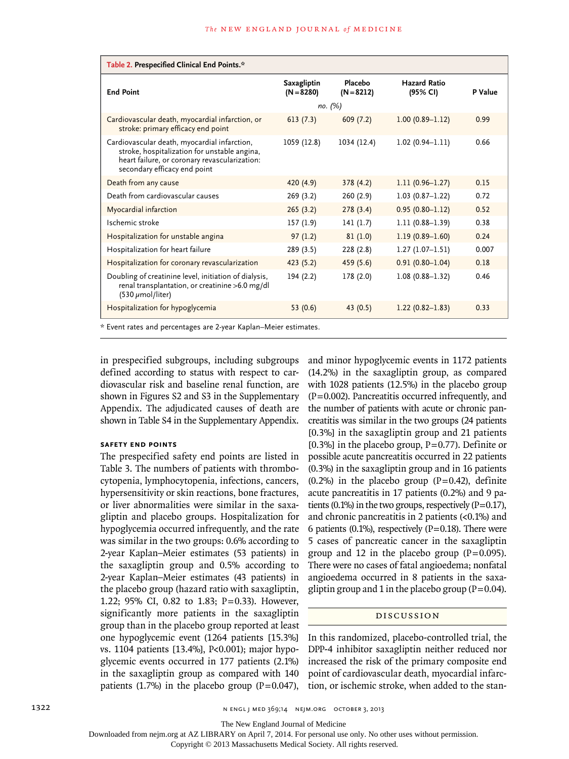**Table 2. Prespecified Clinical End Points.***

| End Point | Saxagliptin (N=8280) | Placebo (N=8212) | Hazard Ratio (95% CI) | P Value |
|---|---|---|---|---|
| | *no. (%)* | | | |
| Cardiovascular death, myocardial infarction, or stroke: primary efficacy end point | 613 (7.3) | 609 (7.2) | 1.00 (0.89–1.12) | 0.99 |
| Cardiovascular death, myocardial infarction, stroke, hospitalization for unstable angina, heart failure, or coronary revascularization: secondary efficacy end point | 1059 (12.8) | 1034 (12.4) | 1.02 (0.94–1.11) | 0.66 |
| Death from any cause | 420 (4.9) | 378 (4.2) | 1.11 (0.96–1.27) | 0.15 |
| Death from cardiovascular causes | 269 (3.2) | 260 (2.9) | 1.03 (0.87–1.22) | 0.72 |
| Myocardial infarction | 265 (3.2) | 278 (3.4) | 0.95 (0.80–1.12) | 0.52 |
| Ischemic stroke | 157 (1.9) | 141 (1.7) | 1.11 (0.88–1.39) | 0.38 |
| Hospitalization for unstable angina | 97 (1.2) | 81 (1.0) | 1.19 (0.89–1.60) | 0.24 |
| Hospitalization for heart failure | 289 (3.5) | 228 (2.8) | 1.27 (1.07–1.51) | 0.007 |
| Hospitalization for coronary revascularization | 423 (5.2) | 459 (5.6) | 0.91 (0.80–1.04) | 0.18 |
| Doubling of creatinine level, initiation of dialysis, renal transplantation, or creatinine >6.0 mg/dl (530 μmol/liter) | 194 (2.2) | 178 (2.0) | 1.08 (0.88–1.32) | 0.46 |
| Hospitalization for hypoglycemia | 53 (0.6) | 43 (0.5) | 1.22 (0.82–1.83) | 0.33 |

* Event rates and percentages are 2-year Kaplan–Meier estimates.

in prespecified subgroups, including subgroups defined according to status with respect to cardiovascular risk and baseline renal function, are shown in Figures S2 and S3 in the Supplementary Appendix. The adjudicated causes of death are shown in Table S4 in the Supplementary Appendix.

### SAFETY END POINTS

The prespecified safety end points are listed in Table 3. The numbers of patients with thrombocytopenia, lymphocytopenia, infections, cancers, hypersensitivity or skin reactions, bone fractures, or liver abnormalities were similar in the saxagliptin and placebo groups. Hospitalization for hypoglycemia occurred infrequently, and the rate was similar in the two groups: 0.6% according to 2-year Kaplan–Meier estimates (53 patients) in the saxagliptin group and 0.5% according to 2-year Kaplan–Meier estimates (43 patients) in the placebo group (hazard ratio with saxagliptin, 1.22; 95% CI, 0.82 to 1.83; P=0.33). However, significantly more patients in the saxagliptin group than in the placebo group reported at least one hypoglycemic event (1264 patients [15.3%] vs. 1104 patients [13.4%], P<0.001); major hypoglycemic events occurred in 177 patients (2.1%) in the saxagliptin group as compared with 140 patients (1.7%) in the placebo group (P=0.047), and minor hypoglycemic events in 1172 patients (14.2%) in the saxagliptin group, as compared with 1028 patients (12.5%) in the placebo group (P=0.002). Pancreatitis occurred infrequently, and the number of patients with acute or chronic pancreatitis was similar in the two groups (24 patients [0.3%] in the saxagliptin group and 21 patients [0.3%] in the placebo group, P=0.77). Definite or possible acute pancreatitis occurred in 22 patients (0.3%) in the saxagliptin group and in 16 patients (0.2%) in the placebo group (P=0.42), definite acute pancreatitis in 17 patients (0.2%) and 9 patients (0.1%) in the two groups, respectively (P=0.17), and chronic pancreatitis in 2 patients (<0.1%) and 6 patients (0.1%), respectively (P=0.18). There were 5 cases of pancreatic cancer in the saxagliptin group and 12 in the placebo group (P=0.095). There were no cases of fatal angioedema; nonfatal angioedema occurred in 8 patients in the saxagliptin group and 1 in the placebo group (P=0.04).

## DISCUSSION

In this randomized, placebo-controlled trial, the DPP-4 inhibitor saxagliptin neither reduced nor increased the risk of the primary composite end point of cardiovascular death, myocardial infarction, or ischemic stroke, when added to the stan-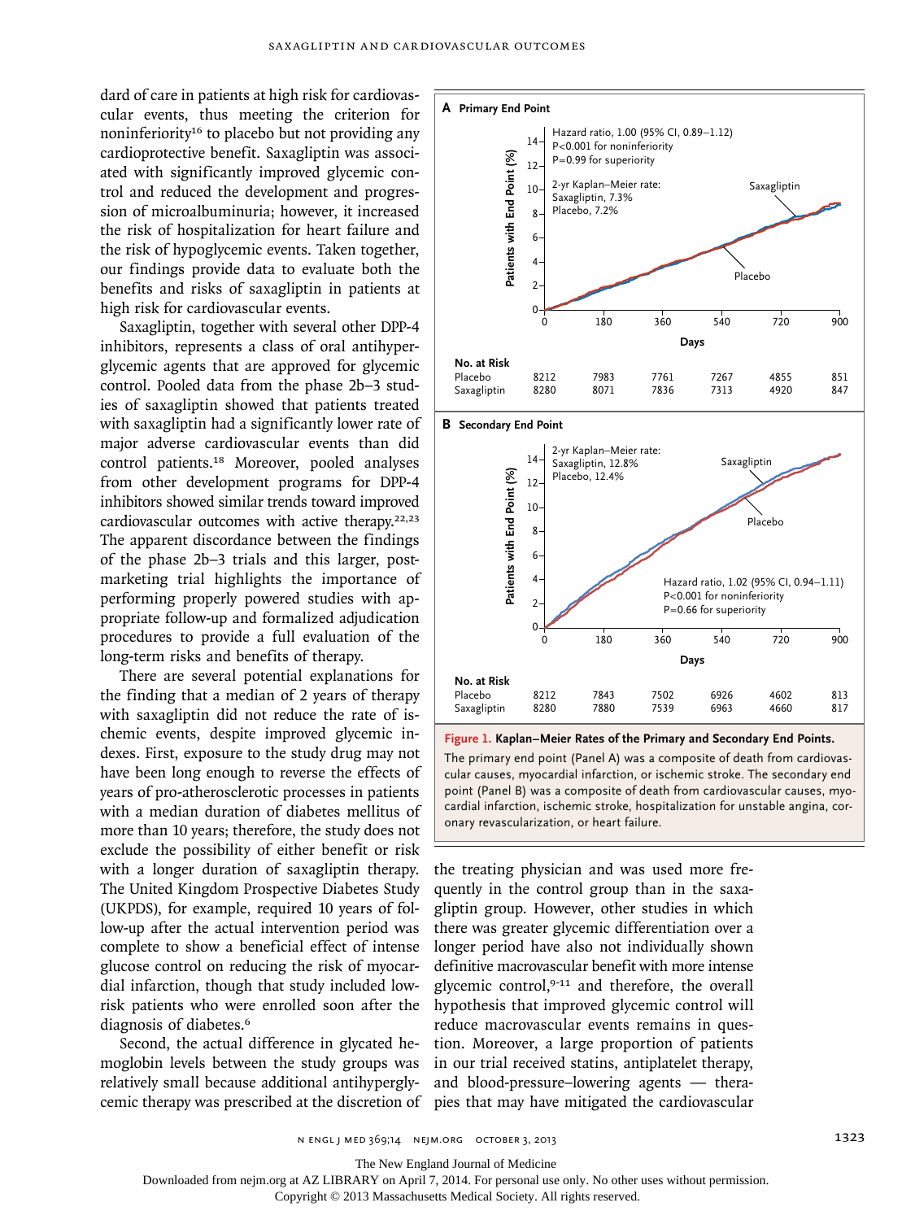dard of care in patients at high risk for cardiovascular events, thus meeting the criterion for noninferiority[16] to placebo but not providing any cardioprotective benefit. Saxagliptin was associated with significantly improved glycemic control and reduced the development and progression of microalbuminuria; however, it increased the risk of hospitalization for heart failure and the risk of hypoglycemic events. Taken together, our findings provide data to evaluate both the benefits and risks of saxagliptin in patients at high risk for cardiovascular events.

Saxagliptin, together with several other DPP-4 inhibitors, represents a class of oral antihyperglycemic agents that are approved for glycemic control. Pooled data from the phase 2b–3 studies of saxagliptin showed that patients treated with saxagliptin had a significantly lower rate of major adverse cardiovascular events than did control patients.[18] Moreover, pooled analyses from other development programs for DPP-4 inhibitors showed similar trends toward improved cardiovascular outcomes with active therapy.[22,23] The apparent discordance between the findings of the phase 2b–3 trials and this larger, postmarketing trial highlights the importance of performing properly powered studies with appropriate follow-up and formalized adjudication procedures to provide a full evaluation of the long-term risks and benefits of therapy.

There are several potential explanations for the finding that a median of 2 years of therapy with saxagliptin did not reduce the rate of ischemic events, despite improved glycemic indexes. First, exposure to the study drug may not have been long enough to reverse the effects of years of pro-atherosclerotic processes in patients with a median duration of diabetes mellitus of more than 10 years; therefore, the study does not exclude the possibility of either benefit or risk with a longer duration of saxagliptin therapy. The United Kingdom Prospective Diabetes Study (UKPDS), for example, required 10 years of follow-up after the actual intervention period was complete to show a beneficial effect of intense glucose control on reducing the risk of myocardial infarction, though that study included low-risk patients who were enrolled soon after the diagnosis of diabetes.[6]

Second, the actual difference in glycated hemoglobin levels between the study groups was relatively small because additional antihyperglycemic therapy was prescribed at the discretion of the treating physician and was used more frequently in the control group than in the saxagliptin group. However, other studies in which there was greater glycemic differentiation over a longer period have also not individually shown definitive macrovascular benefit with more intense glycemic control,[9-11] and therefore, the overall hypothesis that improved glycemic control will reduce macrovascular events remains in question. Moreover, a large proportion of patients in our trial received statins, antiplatelet therapy, and blood-pressure–lowering agents — therapies that may have mitigated the cardiovascular

**A Primary End Point**

Hazard ratio, 1.00 (95% CI, 0.89–1.12)
P<0.001 for noninferiority
P=0.99 for superiority

2-yr Kaplan–Meier rate:
Saxagliptin, 7.3%
Placebo, 7.2%

| No. at Risk | 0 | 180 | 360 | 540 | 720 | 900 |
|---|---|---|---|---|---|---|
| Placebo | 8212 | 7983 | 7761 | 7267 | 4855 | 851 |
| Saxagliptin | 8280 | 8071 | 7836 | 7313 | 4920 | 847 |

**B Secondary End Point**

2-yr Kaplan–Meier rate:
Saxagliptin, 12.8%
Placebo, 12.4%

Hazard ratio, 1.02 (95% CI, 0.94–1.11)
P<0.001 for noninferiority
P=0.66 for superiority

| No. at Risk | 0 | 180 | 360 | 540 | 720 | 900 |
|---|---|---|---|---|---|---|
| Placebo | 8212 | 7843 | 7502 | 6926 | 4602 | 813 |
| Saxagliptin | 8280 | 7880 | 7539 | 6963 | 4660 | 817 |

**Figure 1. Kaplan–Meier Rates of the Primary and Secondary End Points.**

The primary end point (Panel A) was a composite of death from cardiovascular causes, myocardial infarction, or ischemic stroke. The secondary end point (Panel B) was a composite of death from cardiovascular causes, myocardial infarction, ischemic stroke, hospitalization for unstable angina, coronary revascularization, or heart failure.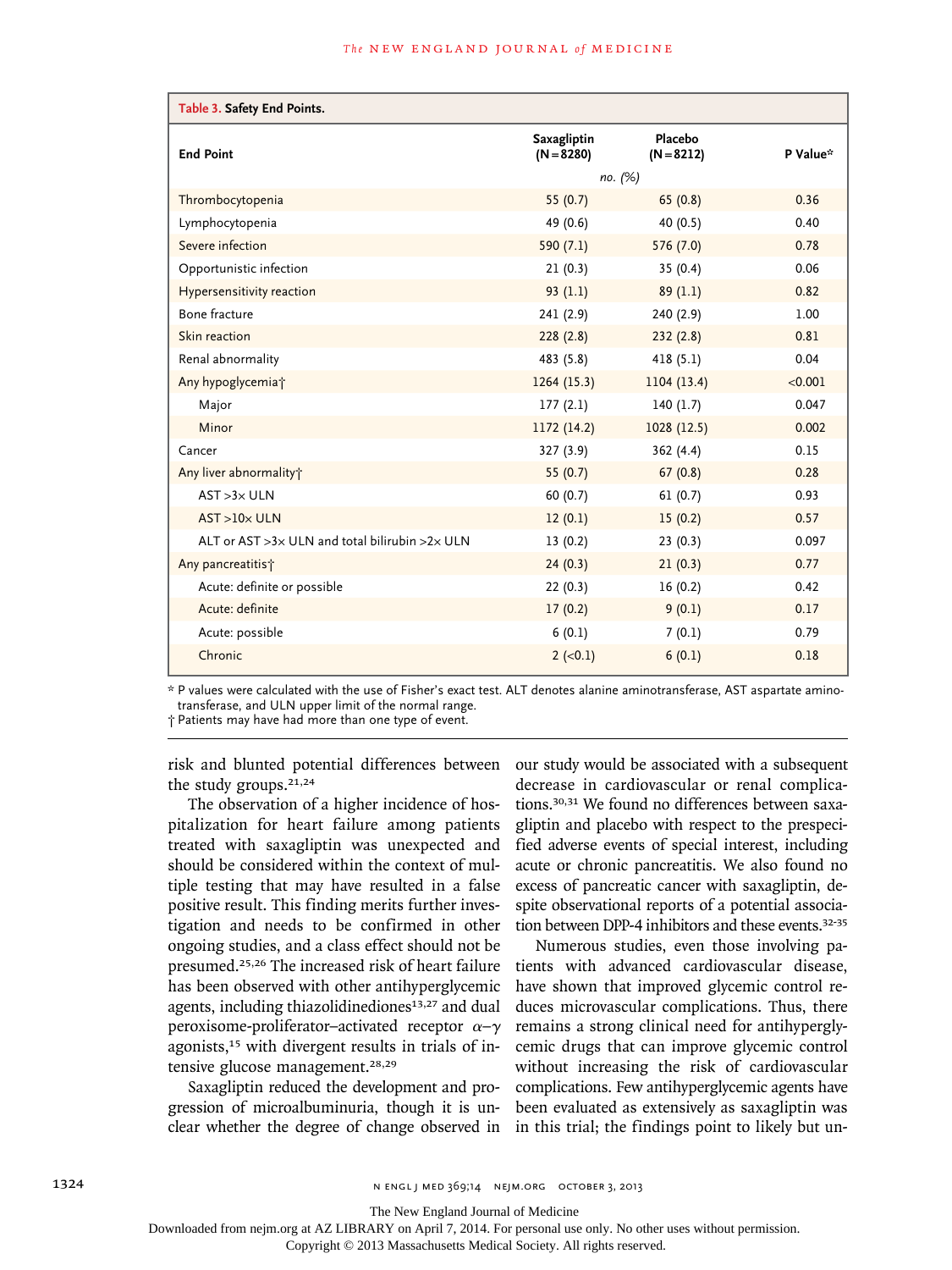**Table 3.** Safety End Points.

| End Point | Saxagliptin (N=8280) | Placebo (N=8212) | P Value* |
|---|---|---|---|
| | no. (%) | | |
| Thrombocytopenia | 55 (0.7) | 65 (0.8) | 0.36 |
| Lymphocytopenia | 49 (0.6) | 40 (0.5) | 0.40 |
| Severe infection | 590 (7.1) | 576 (7.0) | 0.78 |
| Opportunistic infection | 21 (0.3) | 35 (0.4) | 0.06 |
| Hypersensitivity reaction | 93 (1.1) | 89 (1.1) | 0.82 |
| Bone fracture | 241 (2.9) | 240 (2.9) | 1.00 |
| Skin reaction | 228 (2.8) | 232 (2.8) | 0.81 |
| Renal abnormality | 483 (5.8) | 418 (5.1) | 0.04 |
| Any hypoglycemia† | 1264 (15.3) | 1104 (13.4) | <0.001 |
| Major | 177 (2.1) | 140 (1.7) | 0.047 |
| Minor | 1172 (14.2) | 1028 (12.5) | 0.002 |
| Cancer | 327 (3.9) | 362 (4.4) | 0.15 |
| Any liver abnormality† | 55 (0.7) | 67 (0.8) | 0.28 |
| AST >3× ULN | 60 (0.7) | 61 (0.7) | 0.93 |
| AST >10× ULN | 12 (0.1) | 15 (0.2) | 0.57 |
| ALT or AST >3× ULN and total bilirubin >2× ULN | 13 (0.2) | 23 (0.3) | 0.097 |
| Any pancreatitis† | 24 (0.3) | 21 (0.3) | 0.77 |
| Acute: definite or possible | 22 (0.3) | 16 (0.2) | 0.42 |
| Acute: definite | 17 (0.2) | 9 (0.1) | 0.17 |
| Acute: possible | 6 (0.1) | 7 (0.1) | 0.79 |
| Chronic | 2 (<0.1) | 6 (0.1) | 0.18 |

\* P values were calculated with the use of Fisher's exact test. ALT denotes alanine aminotransferase, AST aspartate aminotransferase, and ULN upper limit of the normal range.
† Patients may have had more than one type of event.

risk and blunted potential differences between the study groups.[21,24]

The observation of a higher incidence of hospitalization for heart failure among patients treated with saxagliptin was unexpected and should be considered within the context of multiple testing that may have resulted in a false positive result. This finding merits further investigation and needs to be confirmed in other ongoing studies, and a class effect should not be presumed.[25,26] The increased risk of heart failure has been observed with other antihyperglycemic agents, including thiazolidinediones[13,27] and dual peroxisome-proliferator–activated receptor $\alpha$–$\gamma$ agonists,[15] with divergent results in trials of intensive glucose management.[28,29]

Saxagliptin reduced the development and progression of microalbuminuria, though it is unclear whether the degree of change observed in our study would be associated with a subsequent decrease in cardiovascular or renal complications.[30,31] We found no differences between saxagliptin and placebo with respect to the prespecified adverse events of special interest, including acute or chronic pancreatitis. We also found no excess of pancreatic cancer with saxagliptin, despite observational reports of a potential association between DPP-4 inhibitors and these events.[32-35]

Numerous studies, even those involving patients with advanced cardiovascular disease, have shown that improved glycemic control reduces microvascular complications. Thus, there remains a strong clinical need for antihyperglycemic drugs that can improve glycemic control without increasing the risk of cardiovascular complications. Few antihyperglycemic agents have been evaluated as extensively as saxagliptin was in this trial; the findings point to likely but un-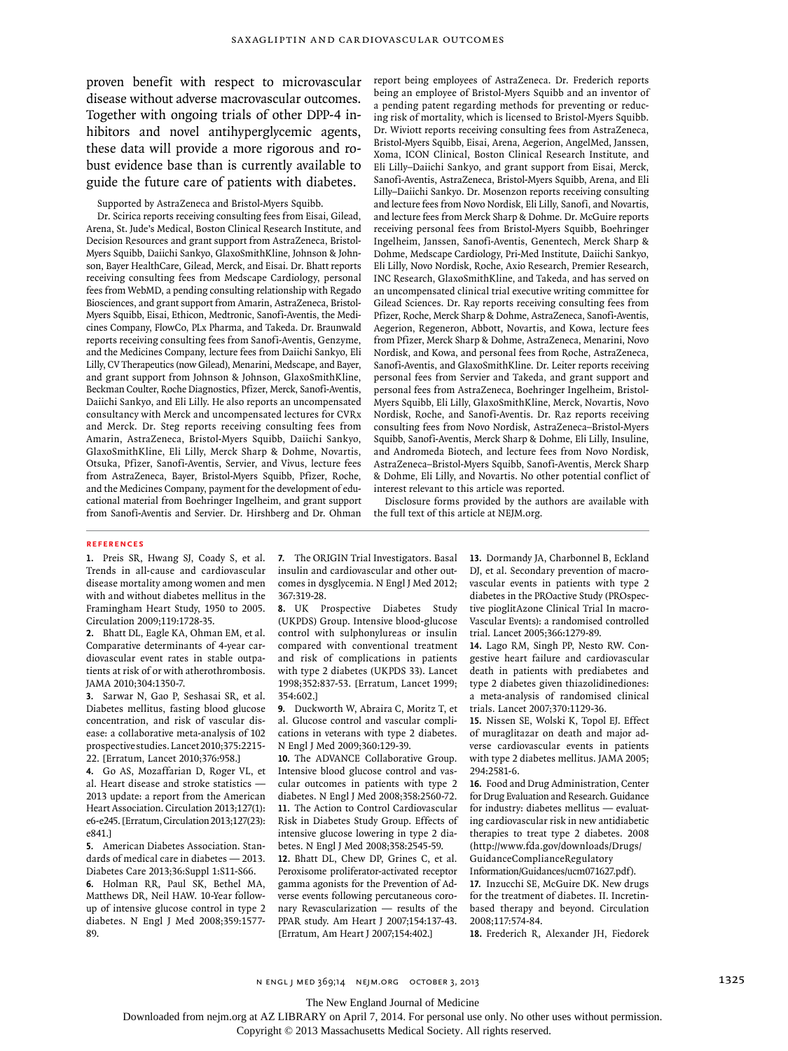proven benefit with respect to microvascular disease without adverse macrovascular outcomes. Together with ongoing trials of other DPP-4 inhibitors and novel antihyperglycemic agents, these data will provide a more rigorous and robust evidence base than is currently available to guide the future care of patients with diabetes.

Supported by AstraZeneca and Bristol-Myers Squibb.

Dr. Scirica reports receiving consulting fees from Eisai, Gilead, Arena, St. Jude's Medical, Boston Clinical Research Institute, and Decision Resources and grant support from AstraZeneca, Bristol-Myers Squibb, Daiichi Sankyo, GlaxoSmithKline, Johnson & Johnson, Bayer HealthCare, Gilead, Merck, and Eisai. Dr. Bhatt reports receiving consulting fees from Medscape Cardiology, personal fees from WebMD, a pending consulting relationship with Regado Biosciences, and grant support from Amarin, AstraZeneca, Bristol-Myers Squibb, Eisai, Ethicon, Medtronic, Sanofi-Aventis, the Medicines Company, FlowCo, PLx Pharma, and Takeda. Dr. Braunwald reports receiving consulting fees from Sanofi-Aventis, Genzyme, and the Medicines Company, lecture fees from Daiichi Sankyo, Eli Lilly, CV Therapeutics (now Gilead), Menarini, Medscape, and Bayer, and grant support from Johnson & Johnson, GlaxoSmithKline, Beckman Coulter, Roche Diagnostics, Pfizer, Merck, Sanofi-Aventis, Daiichi Sankyo, and Eli Lilly. He also reports an uncompensated consultancy with Merck and uncompensated lectures for CVRx and Merck. Dr. Steg reports receiving consulting fees from Amarin, AstraZeneca, Bristol-Myers Squibb, Daiichi Sankyo, GlaxoSmithKline, Eli Lilly, Merck Sharp & Dohme, Novartis, Otsuka, Pfizer, Sanofi-Aventis, Servier, and Vivus, lecture fees from AstraZeneca, Bayer, Bristol-Myers Squibb, Pfizer, Roche, and the Medicines Company, payment for the development of educational material from Boehringer Ingelheim, and grant support from Sanofi-Aventis and Servier. Dr. Hirshberg and Dr. Ohman report being employees of AstraZeneca. Dr. Frederich reports being an employee of Bristol-Myers Squibb and an inventor of a pending patent regarding methods for preventing or reducing risk of mortality, which is licensed to Bristol-Myers Squibb. Dr. Wiviott reports receiving consulting fees from AstraZeneca, Bristol-Myers Squibb, Eisai, Arena, Aegerion, AngelMed, Janssen, Xoma, ICON Clinical, Boston Clinical Research Institute, and Eli Lilly–Daiichi Sankyo, and grant support from Eisai, Merck, Sanofi-Aventis, AstraZeneca, Bristol-Myers Squibb, Arena, and Eli Lilly–Daiichi Sankyo. Dr. Mosenzon reports receiving consulting and lecture fees from Novo Nordisk, Eli Lilly, Sanofi, and Novartis, and lecture fees from Merck Sharp & Dohme. Dr. McGuire reports receiving personal fees from Bristol-Myers Squibb, Boehringer Ingelheim, Janssen, Sanofi-Aventis, Genentech, Merck Sharp & Dohme, Medscape Cardiology, Pri-Med Institute, Daiichi Sankyo, Eli Lilly, Novo Nordisk, Roche, Axio Research, Premier Research, INC Research, GlaxoSmithKline, and Takeda, and has served on an uncompensated clinical trial executive writing committee for Gilead Sciences. Dr. Ray reports receiving consulting fees from Pfizer, Roche, Merck Sharp & Dohme, AstraZeneca, Sanofi-Aventis, Aegerion, Regeneron, Abbott, Novartis, and Kowa, lecture fees from Pfizer, Merck Sharp & Dohme, AstraZeneca, Menarini, Novo Nordisk, and Kowa, and personal fees from Roche, AstraZeneca, Sanofi-Aventis, and GlaxoSmithKline. Dr. Leiter reports receiving personal fees from Servier and Takeda, and grant support and personal fees from AstraZeneca, Boehringer Ingelheim, Bristol-Myers Squibb, Eli Lilly, GlaxoSmithKline, Merck, Novartis, Novo Nordisk, Roche, and Sanofi-Aventis. Dr. Raz reports receiving consulting fees from Novo Nordisk, AstraZeneca–Bristol-Myers Squibb, Sanofi-Aventis, Merck Sharp & Dohme, Eli Lilly, Insuline, and Andromeda Biotech, and lecture fees from Novo Nordisk, AstraZeneca–Bristol-Myers Squibb, Sanofi-Aventis, Merck Sharp & Dohme, Eli Lilly, and Novartis. No other potential conflict of interest relevant to this article was reported.

Disclosure forms provided by the authors are available with the full text of this article at NEJM.org.

## References

1. Preis SR, Hwang SJ, Coady S, et al. Trends in all-cause and cardiovascular disease mortality among women and men with and without diabetes mellitus in the Framingham Heart Study, 1950 to 2005. Circulation 2009;119:1728-35.
2. Bhatt DL, Eagle KA, Ohman EM, et al. Comparative determinants of 4-year cardiovascular event rates in stable outpatients at risk of or with atherothrombosis. JAMA 2010;304:1350-7.
3. Sarwar N, Gao P, Seshasai SR, et al. Diabetes mellitus, fasting blood glucose concentration, and risk of vascular disease: a collaborative meta-analysis of 102 prospective studies. Lancet 2010;375:2215-22. [Erratum, Lancet 2010;376:958.]
4. Go AS, Mozaffarian D, Roger VL, et al. Heart disease and stroke statistics — 2013 update: a report from the American Heart Association. Circulation 2013;127(1):e6-e245. [Erratum, Circulation 2013;127(23):e841.]
5. American Diabetes Association. Standards of medical care in diabetes — 2013. Diabetes Care 2013;36:Suppl 1:S11-S66.
6. Holman RR, Paul SK, Bethel MA, Matthews DR, Neil HAW. 10-Year follow-up of intensive glucose control in type 2 diabetes. N Engl J Med 2008;359:1577-89.
7. The ORIGIN Trial Investigators. Basal insulin and cardiovascular and other outcomes in dysglycemia. N Engl J Med 2012;367:319-28.
8. UK Prospective Diabetes Study (UKPDS) Group. Intensive blood-glucose control with sulphonylureas or insulin compared with conventional treatment and risk of complications in patients with type 2 diabetes (UKPDS 33). Lancet 1998;352:837-53. [Erratum, Lancet 1999;354:602.]
9. Duckworth W, Abraira C, Moritz T, et al. Glucose control and vascular complications in veterans with type 2 diabetes. N Engl J Med 2009;360:129-39.
10. The ADVANCE Collaborative Group. Intensive blood glucose control and vascular outcomes in patients with type 2 diabetes. N Engl J Med 2008;358:2560-72.
11. The Action to Control Cardiovascular Risk in Diabetes Study Group. Effects of intensive glucose lowering in type 2 diabetes. N Engl J Med 2008;358:2545-59.
12. Bhatt DL, Chew DP, Grines C, et al. Peroxisome proliferator-activated receptor gamma agonists for the Prevention of Adverse events following percutaneous coronary Revascularization — results of the PPAR study. Am Heart J 2007;154:137-43. [Erratum, Am Heart J 2007;154:402.]
13. Dormandy JA, Charbonnel B, Eckland DJ, et al. Secondary prevention of macrovascular events in patients with type 2 diabetes in the PROactive Study (PROspective pioglitAzone Clinical Trial In macroVascular Events): a randomised controlled trial. Lancet 2005;366:1279-89.
14. Lago RM, Singh PP, Nesto RW. Congestive heart failure and cardiovascular death in patients with prediabetes and type 2 diabetes given thiazolidinediones: a meta-analysis of randomised clinical trials. Lancet 2007;370:1129-36.
15. Nissen SE, Wolski K, Topol EJ. Effect of muraglitazar on death and major adverse cardiovascular events in patients with type 2 diabetes mellitus. JAMA 2005;294:2581-6.
16. Food and Drug Administration, Center for Drug Evaluation and Research. Guidance for industry: diabetes mellitus — evaluating cardiovascular risk in new antidiabetic therapies to treat type 2 diabetes. 2008 (http://www.fda.gov/downloads/Drugs/GuidanceComplianceRegulatoryInformation/Guidances/ucm071627.pdf).
17. Inzucchi SE, McGuire DK. New drugs for the treatment of diabetes. II. Incretin-based therapy and beyond. Circulation 2008;117:574-84.
18. Frederich R, Alexander JH, Fiedorek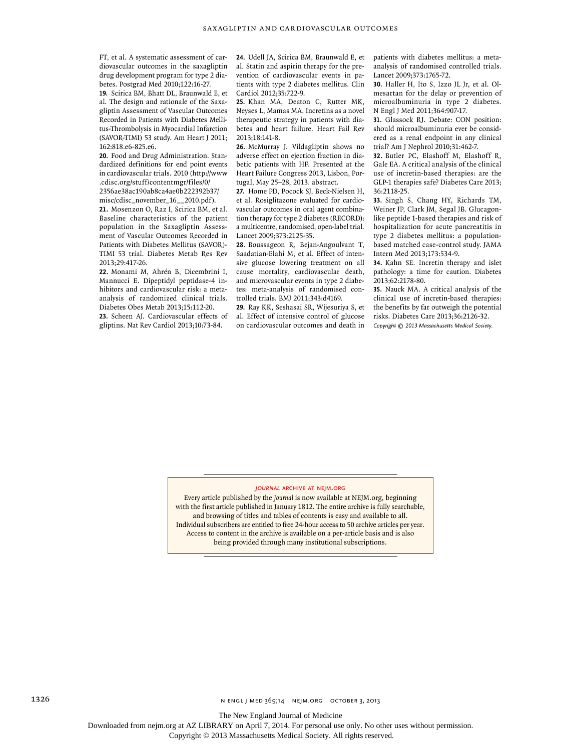FT, et al. A systematic assessment of cardiovascular outcomes in the saxagliptin drug development program for type 2 diabetes. Postgrad Med 2010;122:16-27.

**19.** Scirica BM, Bhatt DL, Braunwald E, et al. The design and rationale of the Saxagliptin Assessment of Vascular Outcomes Recorded in Patients with Diabetes Mellitus-Thrombolysis in Myocardial Infarction (SAVOR-TIMI) 53 study. Am Heart J 2011; 162:818.e6-825.e6.

**20.** Food and Drug Administration. Standardized definitions for end point events in cardiovascular trials. 2010 (http://www.cdisc.org/stuff/contentmgr/files/0/2356ae38ac190ab8ca4ae0b222392b37/misc/cdisc_november_16__2010.pdf).

**21.** Mosenzon O, Raz I, Scirica BM, et al. Baseline characteristics of the patient population in the Saxagliptin Assessment of Vascular Outcomes Recorded in Patients with Diabetes Mellitus (SAVOR)-TIMI 53 trial. Diabetes Metab Res Rev 2013;29:417-26.

**22.** Monami M, Ahrén B, Dicembrini I, Mannucci E. Dipeptidyl peptidase-4 inhibitors and cardiovascular risk: a meta-analysis of randomized clinical trials. Diabetes Obes Metab 2013;15:112-20.

**23.** Scheen AJ. Cardiovascular effects of gliptins. Nat Rev Cardiol 2013;10:73-84.

**24.** Udell JA, Scirica BM, Braunwald E, et al. Statin and aspirin therapy for the prevention of cardiovascular events in patients with type 2 diabetes mellitus. Clin Cardiol 2012;35:722-9.

**25.** Khan MA, Deaton C, Rutter MK, Neyses L, Mamas MA. Incretins as a novel therapeutic strategy in patients with diabetes and heart failure. Heart Fail Rev 2013;18:141-8.

**26.** McMurray J. Vildagliptin shows no adverse effect on ejection fraction in diabetic patients with HF. Presented at the Heart Failure Congress 2013, Lisbon, Portugal, May 25–28, 2013. abstract.

**27.** Home PD, Pocock SJ, Beck-Nielsen H, et al. Rosiglitazone evaluated for cardiovascular outcomes in oral agent combination therapy for type 2 diabetes (RECORD): a multicentre, randomised, open-label trial. Lancet 2009;373:2125-35.

**28.** Boussageon R, Bejan-Angoulvant T, Saadatian-Elahi M, et al. Effect of intensive glucose lowering treatment on all cause mortality, cardiovascular death, and microvascular events in type 2 diabetes: meta-analysis of randomised controlled trials. BMJ 2011;343:d4169.

**29.** Ray KK, Seshasai SR, Wijesuriya S, et al. Effect of intensive control of glucose on cardiovascular outcomes and death in patients with diabetes mellitus: a meta-analysis of randomised controlled trials. Lancet 2009;373:1765-72.

**30.** Haller H, Ito S, Izzo JL Jr, et al. Olmesartan for the delay or prevention of microalbuminuria in type 2 diabetes. N Engl J Med 2011;364:907-17.

**31.** Glassock RJ. Debate: CON position: should microalbuminuria ever be considered as a renal endpoint in any clinical trial? Am J Nephrol 2010;31:462-7.

**32.** Butler PC, Elashoff M, Elashoff R, Gale EA. A critical analysis of the clinical use of incretin-based therapies: are the GLP-1 therapies safe? Diabetes Care 2013; 36:2118-25.

**33.** Singh S, Chang HY, Richards TM, Weiner JP, Clark JM, Segal JB. Glucagon-like peptide 1-based therapies and risk of hospitalization for acute pancreatitis in type 2 diabetes mellitus: a population-based matched case-control study. JAMA Intern Med 2013;173:534-9.

**34.** Kahn SE. Incretin therapy and islet pathology: a time for caution. Diabetes 2013;62:2178-80.

**35.** Nauck MA. A critical analysis of the clinical use of incretin-based therapies: the benefits by far outweigh the potential risks. Diabetes Care 2013;36:2126-32.

*Copyright © 2013 Massachusetts Medical Society.*

**JOURNAL ARCHIVE AT NEJM.ORG**

Every article published by the *Journal* is now available at NEJM.org, beginning with the first article published in January 1812. The entire archive is fully searchable, and browsing of titles and tables of contents is easy and available to all. Individual subscribers are entitled to free 24-hour access to 50 archive articles per year. Access to content in the archive is available on a per-article basis and is also being provided through many institutional subscriptions.